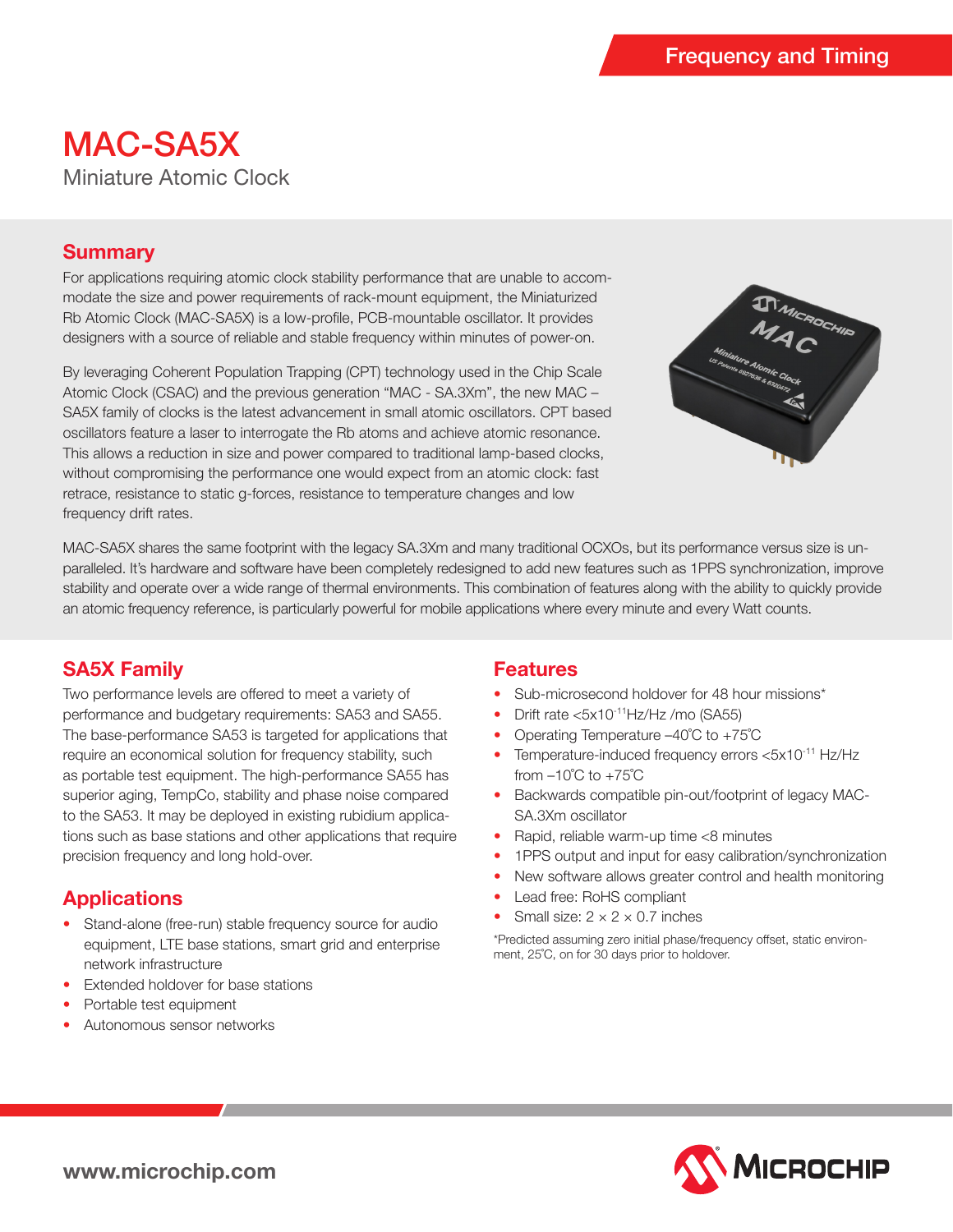Frequency and Timing

# MAC-SA5X

Miniature Atomic Clock

## Summary

For applications requiring atomic clock stability performance that are unable to accommodate the size and power requirements of rack-mount equipment, the Miniaturized Rb Atomic Clock (MAC-SA5X) is a low-profile, PCB-mountable oscillator. It provides designers with a source of reliable and stable frequency within minutes of power-on.

By leveraging Coherent Population Trapping (CPT) technology used in the Chip Scale Atomic Clock (CSAC) and the previous generation "MAC - SA.3Xm", the new MAC – SA5X family of clocks is the latest advancement in small atomic oscillators. CPT based oscillators feature a laser to interrogate the Rb atoms and achieve atomic resonance. This allows a reduction in size and power compared to traditional lamp-based clocks, without compromising the performance one would expect from an atomic clock: fast retrace, resistance to static g-forces, resistance to temperature changes and low frequency drift rates.

MAC-SA5X shares the same footprint with the legacy SA.3Xm and many traditional OCXOs, but its performance versus size is unparalleled. It's hardware and software have been completely redesigned to add new features such as 1PPS synchronization, improve stability and operate over a wide range of thermal environments. This combination of features along with the ability to quickly provide an atomic frequency reference, is particularly powerful for mobile applications where every minute and every Watt counts.

## SA5X Family

Two performance levels are offered to meet a variety of performance and budgetary requirements: SA53 and SA55. The base-performance SA53 is targeted for applications that require an economical solution for frequency stability, such as portable test equipment. The high-performance SA55 has superior aging, TempCo, stability and phase noise compared to the SA53. It may be deployed in existing rubidium applications such as base stations and other applications that require precision frequency and long hold-over.

## Applications

- Stand-alone (free-run) stable frequency source for audio equipment, LTE base stations, smart grid and enterprise network infrastructure
- Extended holdover for base stations
- Portable test equipment
- Autonomous sensor networks

## Features

- Sub-microsecond holdover for 48 hour missions*
- Drift rate $<5\times10^{-11}$Hz/Hz /mo (SA55)
- Operating Temperature –40°C to +75°C
- Temperature-induced frequency errors $<5\times10^{-11}$ Hz/Hz from –10°C to +75°C
- Backwards compatible pin-out/footprint of legacy MAC-SA.3Xm oscillator
- Rapid, reliable warm-up time <8 minutes
- 1PPS output and input for easy calibration/synchronization
- New software allows greater control and health monitoring
- Lead free: RoHS compliant
- Small size: 2 × 2 × 0.7 inches

*Predicted assuming zero initial phase/frequency offset, static environment, 25°C, on for 30 days prior to holdover.

www.microchip.com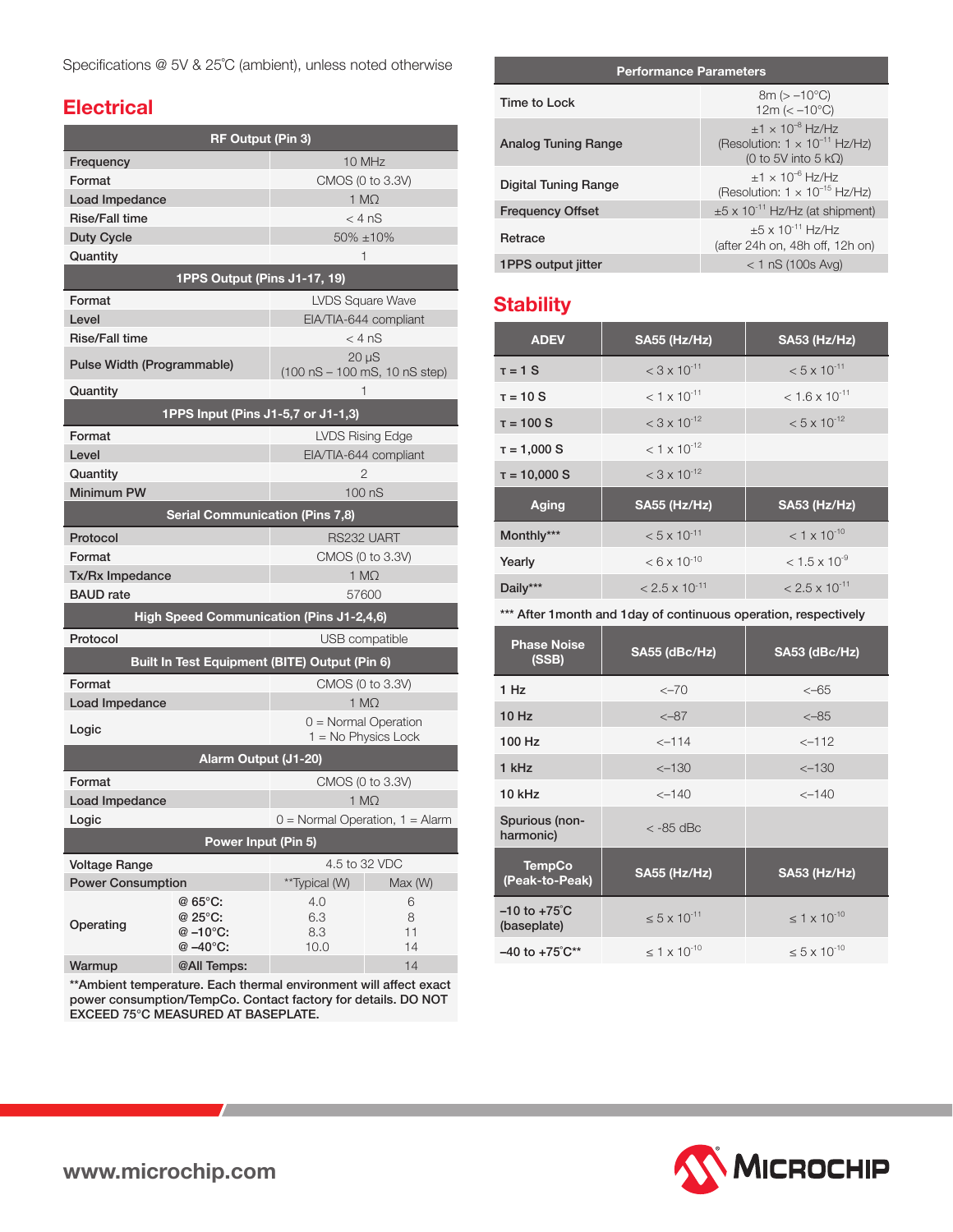Specifications @ 5V & 25°C (ambient), unless noted otherwise

## Electrical

| RF Output (Pin 3) | | |
|---|---|---|
| Frequency | 10 MHz | |
| Format | CMOS (0 to 3.3V) | |
| Load Impedance | 1 MΩ | |
| Rise/Fall time | < 4 nS | |
| Duty Cycle | 50% ±10% | |
| Quantity | 1 | |
| **1PPS Output (Pins J1-17, 19)** | | |
| Format | LVDS Square Wave | |
| Level | EIA/TIA-644 compliant | |
| Rise/Fall time | < 4 nS | |
| Pulse Width (Programmable) | 20 µS (100 nS – 100 mS, 10 nS step) | |
| Quantity | 1 | |
| **1PPS Input (Pins J1-5,7 or J1-1,3)** | | |
| Format | LVDS Rising Edge | |
| Level | EIA/TIA-644 compliant | |
| Quantity | 2 | |
| Minimum PW | 100 nS | |
| **Serial Communication (Pins 7,8)** | | |
| Protocol | RS232 UART | |
| Format | CMOS (0 to 3.3V) | |
| Tx/Rx Impedance | 1 MΩ | |
| BAUD rate | 57600 | |
| **High Speed Communication (Pins J1-2,4,6)** | | |
| Protocol | USB compatible | |
| **Built In Test Equipment (BITE) Output (Pin 6)** | | |
| Format | CMOS (0 to 3.3V) | |
| Load Impedance | 1 MΩ | |
| Logic | 0 = Normal Operation<br>1 = No Physics Lock | |
| **Alarm Output (J1-20)** | | |
| Format | CMOS (0 to 3.3V) | |
| Load Impedance | 1 MΩ | |
| Logic | 0 = Normal Operation, 1 = Alarm | |

| Power Input (Pin 5) | | | |
|---|---|---|---|
| Voltage Range | | 4.5 to 32 VDC | |
| Power Consumption | | **Typical (W) | Max (W) |
| Operating | @ 65°C: | 4.0 | 6 |
| | @ 25°C: | 6.3 | 8 |
| | @ –10°C: | 8.3 | 11 |
| | @ –40°C: | 10.0 | 14 |
| Warmup | @All Temps: | | 14 |

**Ambient temperature. Each thermal environment will affect exact power consumption/TempCo. Contact factory for details. DO NOT EXCEED 75°C MEASURED AT BASEPLATE.

| Performance Parameters | |
|---|---|
| Time to Lock | 8m (> –10°C)<br>12m (< –10°C) |
| Analog Tuning Range | $\pm 1 \times 10^{-8}$ Hz/Hz<br>(Resolution: $1 \times 10^{-11}$ Hz/Hz)<br>(0 to 5V into 5 kΩ) |
| Digital Tuning Range | $\pm 1 \times 10^{-6}$ Hz/Hz<br>(Resolution: $1 \times 10^{-15}$ Hz/Hz) |
| Frequency Offset | $\pm 5 \times 10^{-11}$ Hz/Hz (at shipment) |
| Retrace | $\pm 5 \times 10^{-11}$ Hz/Hz<br>(after 24h on, 48h off, 12h on) |
| 1PPS output jitter | < 1 nS (100s Avg) |

## Stability

| ADEV | SA55 (Hz/Hz) | SA53 (Hz/Hz) |
|---|---|---|
| τ = 1 S | $< 3 \times 10^{-11}$ | $< 5 \times 10^{-11}$ |
| τ = 10 S | $< 1 \times 10^{-11}$ | $< 1.6 \times 10^{-11}$ |
| τ = 100 S | $< 3 \times 10^{-12}$ | $< 5 \times 10^{-12}$ |
| τ = 1,000 S | $< 1 \times 10^{-12}$ | |
| τ = 10,000 S | $< 3 \times 10^{-12}$ | |

| Aging | SA55 (Hz/Hz) | SA53 (Hz/Hz) |
|---|---|---|
| Monthly*** | $< 5 \times 10^{-11}$ | $< 1 \times 10^{-10}$ |
| Yearly | $< 6 \times 10^{-10}$ | $< 1.5 \times 10^{-9}$ |
| Daily*** | $< 2.5 \times 10^{-11}$ | $< 2.5 \times 10^{-11}$ |

*** After 1month and 1day of continuous operation, respectively

| Phase Noise (SSB) | SA55 (dBc/Hz) | SA53 (dBc/Hz) |
|---|---|---|
| 1 Hz | <–70 | <–65 |
| 10 Hz | <–87 | <–85 |
| 100 Hz | <–114 | <–112 |
| 1 kHz | <–130 | <–130 |
| 10 kHz | <–140 | <–140 |
| Spurious (non-harmonic) | < -85 dBc | |

| TempCo (Peak-to-Peak) | SA55 (Hz/Hz) | SA53 (Hz/Hz) |
|---|---|---|
| –10 to +75°C (baseplate) | $\leq 5 \times 10^{-11}$ | $\leq 1 \times 10^{-10}$ |
| –40 to +75°C** | $\leq 1 \times 10^{-10}$ | $\leq 5 \times 10^{-10}$ |

www.microchip.com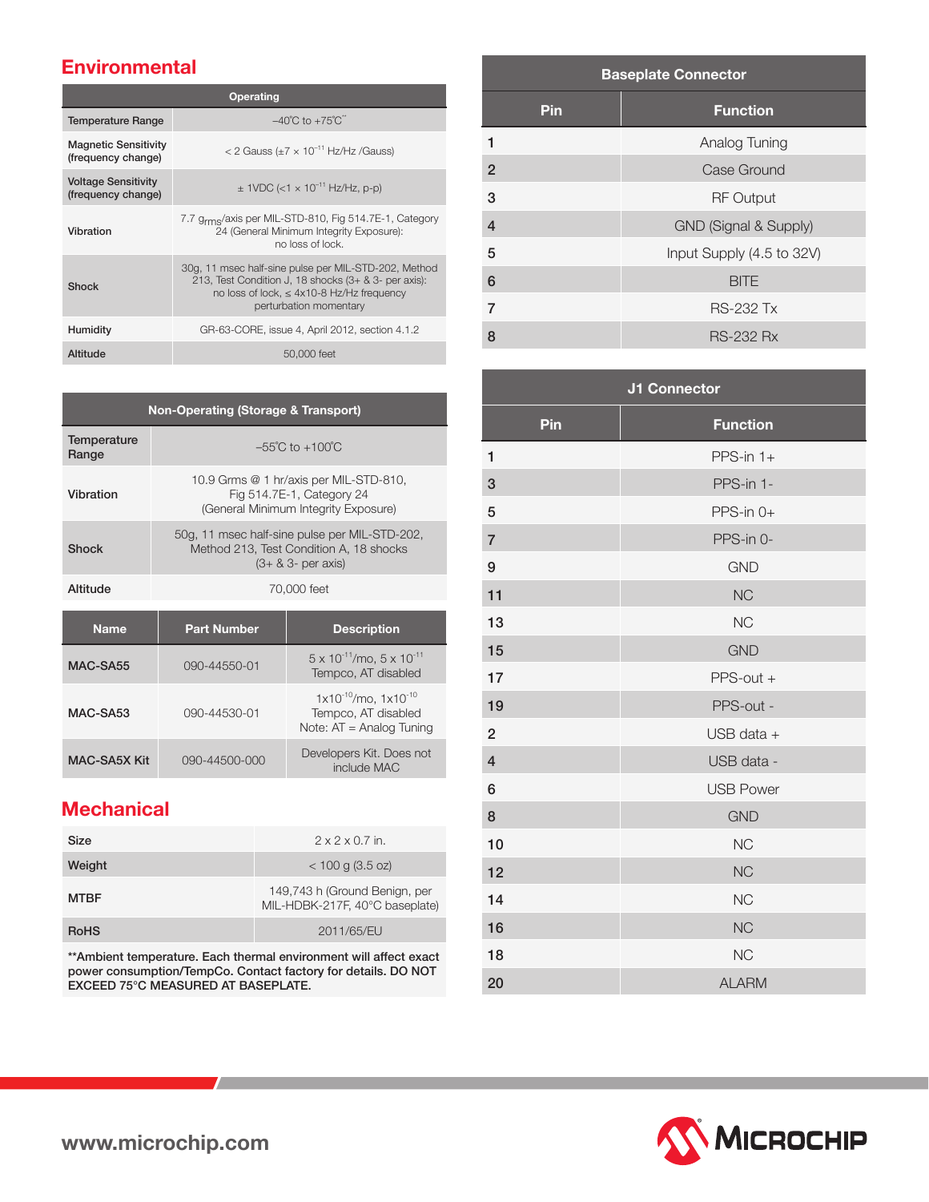## Environmental

| Operating | |
|---|---|
| Temperature Range | –40˚C to +75˚C** |
| Magnetic Sensitivity (frequency change) | < 2 Gauss (±7 × $10^{-11}$ Hz/Hz /Gauss) |
| Voltage Sensitivity (frequency change) | ± 1VDC (<1 × $10^{-11}$ Hz/Hz, p-p) |
| Vibration | 7.7 $g_{rms}$/axis per MIL-STD-810, Fig 514.7E-1, Category 24 (General Minimum Integrity Exposure): no loss of lock. |
| Shock | 30g, 11 msec half-sine pulse per MIL-STD-202, Method 213, Test Condition J, 18 shocks (3+ & 3- per axis): no loss of lock, ≤ 4x10-8 Hz/Hz frequency perturbation momentary |
| Humidity | GR-63-CORE, issue 4, April 2012, section 4.1.2 |
| Altitude | 50,000 feet |

| Non-Operating (Storage & Transport) | |
|---|---|
| Temperature Range | –55˚C to +100˚C |
| Vibration | 10.9 Grms @ 1 hr/axis per MIL-STD-810, Fig 514.7E-1, Category 24 (General Minimum Integrity Exposure) |
| Shock | 50g, 11 msec half-sine pulse per MIL-STD-202, Method 213, Test Condition A, 18 shocks (3+ & 3- per axis) |
| Altitude | 70,000 feet |

| Name | Part Number | Description |
|---|---|---|
| MAC-SA55 | 090-44550-01 | 5 x $10^{-11}$/mo, 5 x $10^{-11}$ Tempco, AT disabled |
| MAC-SA53 | 090-44530-01 | 1x$10^{-10}$/mo, 1x$10^{-10}$ Tempco, AT disabled Note: AT = Analog Tuning |
| MAC-SA5X Kit | 090-44500-000 | Developers Kit. Does not include MAC |

## Mechanical

| | |
|---|---|
| Size | 2 x 2 x 0.7 in. |
| Weight | < 100 g (3.5 oz) |
| MTBF | 149,743 h (Ground Benign, per MIL-HDBK-217F, 40°C baseplate) |
| RoHS | 2011/65/EU |

**Ambient temperature. Each thermal environment will affect exact power consumption/TempCo. Contact factory for details. DO NOT EXCEED 75°C MEASURED AT BASEPLATE.

| Baseplate Connector | |
|---|---|
| Pin | Function |
| 1 | Analog Tuning |
| 2 | Case Ground |
| 3 | RF Output |
| 4 | GND (Signal & Supply) |
| 5 | Input Supply (4.5 to 32V) |
| 6 | BITE |
| 7 | RS-232 Tx |
| 8 | RS-232 Rx |

| J1 Connector | |
|---|---|
| Pin | Function |
| 1 | PPS-in 1+ |
| 3 | PPS-in 1- |
| 5 | PPS-in 0+ |
| 7 | PPS-in 0- |
| 9 | GND |
| 11 | NC |
| 13 | NC |
| 15 | GND |
| 17 | PPS-out + |
| 19 | PPS-out - |
| 2 | USB data + |
| 4 | USB data - |
| 6 | USB Power |
| 8 | GND |
| 10 | NC |
| 12 | NC |
| 14 | NC |
| 16 | NC |
| 18 | NC |
| 20 | ALARM |

www.microchip.com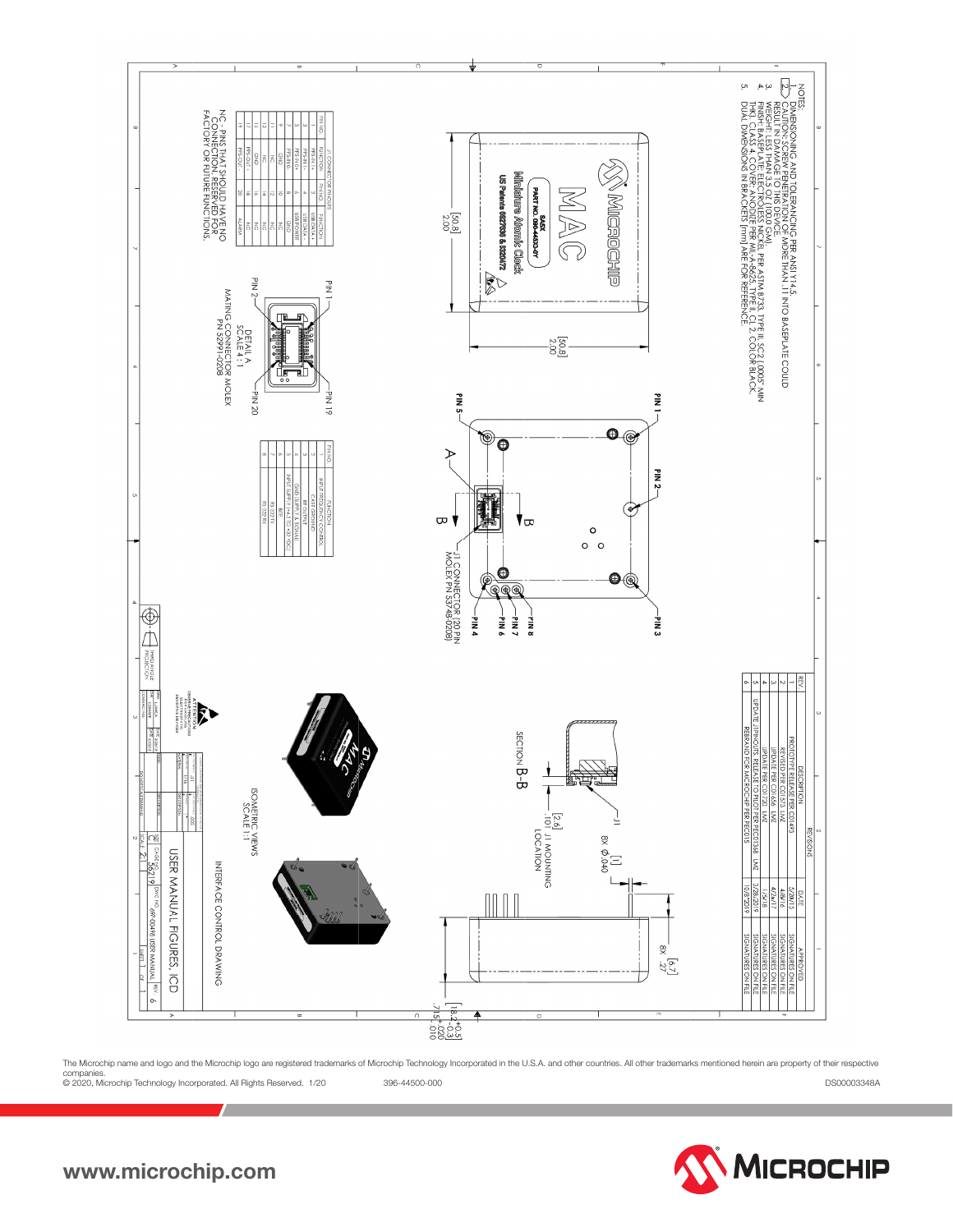NOTES:

1. DIMENSIONING AND TOLERANCING PER ANSI Y14.5.
2. CAUTION: SCREW PENETRATION OF MORE THAN .11 INTO BASEPLATE COULD RESULT IN DAMAGE TO THIS DEVICE.
3. WEIGHT: LESS THAN 3.5 OZ. (100 GM).
4. FINISH: BASEPLATE: ELECTROLESS NICKEL PER ASTM B733, TYPE III, SC2 (.0005" MIN THK), CLASS 4. COVER: ANODIZE PER MIL-A-8625, TYPE II, CL 2, COLOR BLACK.
5. DUAL DIMENSIONS IN BRACKETS [mm] ARE FOR REFERENCE.

| REVISIONS | | | |
|---|---|---|---|
| REV. | DESCRIPTION | DATE | APPROVED |
| 1 | PROTOTYPE RELEASE PER C01493 | 5/28/15 | SIGNATURES ON FILE |
| 2 | REVISED PER C01576 LMZ | 4/8/16 | SIGNATURES ON FILE |
| 3 | UPDATE PER C01656 LMZ | 4/26/17 | SIGNATURES ON FILE |
| 4 | UPDATE PER C01720 LMZ | 1/5/18 | SIGNATURES ON FILE |
| 5 | UPDATE J1 PINOUTS. RELEASE TO PILOT PER PEC01368 LMZ | 3/28/2019 | SIGNATURES ON FILE |
| 6 | REBRAND FOR MICROCHIP PER PEC015 | 10/8/2019 | SIGNATURES ON FILE |

MAC
Miniature Atomic Clock
PART NO. 090-44500-0Y
SA5X
US Patents 6927636 & 8320472

[50,8]
2.00

[50,8]
2.00

| J1 CONNECTOR PINOUTS | | | |
|---|---|---|---|
| PIN NO. | FUNCTION | PIN NO. | FUNCTION |
| 1 | PPS-IN 1+ | 2 | USB DATA + |
| 3 | PPS-IN 1- | 4 | USB DATA - |
| 5 | PPS-IN 2+ | 6 | USB POWER |
| 7 | PPS-IN 2- | 8 | GND |
| 9 | GND | 10 | NC |
| 11 | NC | 12 | NC |
| 13 | NC | 14 | NC |
| 15 | GND | 16 | NC |
| 17 | PPS-OUT + | 18 | NC |
| 19 | PPS-OUT - | 20 | ALARM |

NC - PINS THAT SHOULD HAVE NO CONNECTION, RESERVED FOR FACTORY OR FUTURE FUNCTIONS.

PIN 1
PIN 2
PIN 19
PIN 20
DETAIL A
SCALE 4 : 1
MATING CONNECTOR MOLEX PN 52991-0208

| PIN NO. | FUNCTION |
|---|---|
| 1 | INPUT FREQUENCY CONTROL |
| 2 | CASE GROUND |
| 3 | RF OUTPUT |
| 4 | GROUND (SUPPLY & SIGNAL) |
| 5 | INPUT SUPPLY (+4.5 TO +30 VDC) |
| 6 | BITE |
| 7 | RS-232 TX |
| 8 | RS-232 RX |

PIN 1
PIN 2
PIN 3
PIN 4
PIN 5
PIN 6
PIN 7
PIN 8
A
B
B
J1 CONNECTOR (20 PIN MOLEX PN 53748-0208)

SECTION B-B
J1
[2,6]
.101 J1 MOUNTING LOCATION
8X Ø.040 [1]
8X [6,7] .27
[18,2+0,5/-0,3]
.715+.020/-.010

ISOMETRIC VIEWS
SCALE 1:1

THIRD ANGLE PROJECTION

INTERFACE CONTROL DRAWING

USER MANUAL FIGURES, ICD

SIZE C | CAGE 56219 | DWG NO. 097-00498 USER MANUAL | REV. 6
SCALE 2:1 | SHEET 1 OF 1

The Microchip name and logo and the Microchip logo are registered trademarks of Microchip Technology Incorporated in the U.S.A. and other countries. All other trademarks mentioned herein are property of their respective companies.
© 2020, Microchip Technology Incorporated. All Rights Reserved. 1/20 396-44500-000 DS00003348A

www.microchip.com